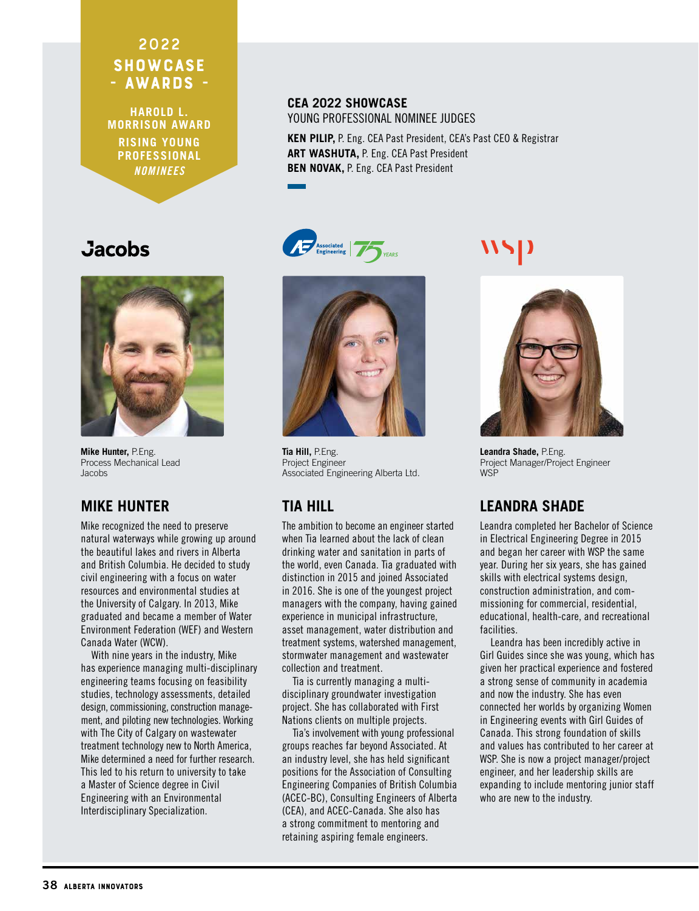# 2022 SHOWCASE - AWARDS -

## HAROLD L. MORRISON AWARD RISING YOUNG PROFESSIONAL *NOMINEES*

**CEA 2022 SHOWCASE**
YOUNG PROFESSIONAL NOMINEE JUDGES

**KEN PILIP,** P. Eng. CEA Past President, CEA's Past CEO & Registrar
**ART WASHUTA,** P. Eng. CEA Past President
**BEN NOVAK,** P. Eng. CEA Past President

Jacobs

**Mike Hunter,** P.Eng.
Process Mechanical Lead
Jacobs

## MIKE HUNTER

Mike recognized the need to preserve natural waterways while growing up around the beautiful lakes and rivers in Alberta and British Columbia. He decided to study civil engineering with a focus on water resources and environmental studies at the University of Calgary. In 2013, Mike graduated and became a member of Water Environment Federation (WEF) and Western Canada Water (WCW).

With nine years in the industry, Mike has experience managing multi-disciplinary engineering teams focusing on feasibility studies, technology assessments, detailed design, commissioning, construction management, and piloting new technologies. Working with The City of Calgary on wastewater treatment technology new to North America, Mike determined a need for further research. This led to his return to university to take a Master of Science degree in Civil Engineering with an Environmental Interdisciplinary Specialization.

Associated Engineering 75 YEARS

**Tia Hill,** P.Eng.
Project Engineer
Associated Engineering Alberta Ltd.

## TIA HILL

The ambition to become an engineer started when Tia learned about the lack of clean drinking water and sanitation in parts of the world, even Canada. Tia graduated with distinction in 2015 and joined Associated in 2016. She is one of the youngest project managers with the company, having gained experience in municipal infrastructure, asset management, water distribution and treatment systems, watershed management, stormwater management and wastewater collection and treatment.

Tia is currently managing a multi-disciplinary groundwater investigation project. She has collaborated with First Nations clients on multiple projects.

Tia's involvement with young professional groups reaches far beyond Associated. At an industry level, she has held significant positions for the Association of Consulting Engineering Companies of British Columbia (ACEC-BC), Consulting Engineers of Alberta (CEA), and ACEC-Canada. She also has a strong commitment to mentoring and retaining aspiring female engineers.

wsp

**Leandra Shade,** P.Eng.
Project Manager/Project Engineer
WSP

## LEANDRA SHADE

Leandra completed her Bachelor of Science in Electrical Engineering Degree in 2015 and began her career with WSP the same year. During her six years, she has gained skills with electrical systems design, construction administration, and commissioning for commercial, residential, educational, health-care, and recreational facilities.

Leandra has been incredibly active in Girl Guides since she was young, which has given her practical experience and fostered a strong sense of community in academia and now the industry. She has even connected her worlds by organizing Women in Engineering events with Girl Guides of Canada. This strong foundation of skills and values has contributed to her career at WSP. She is now a project manager/project engineer, and her leadership skills are expanding to include mentoring junior staff who are new to the industry.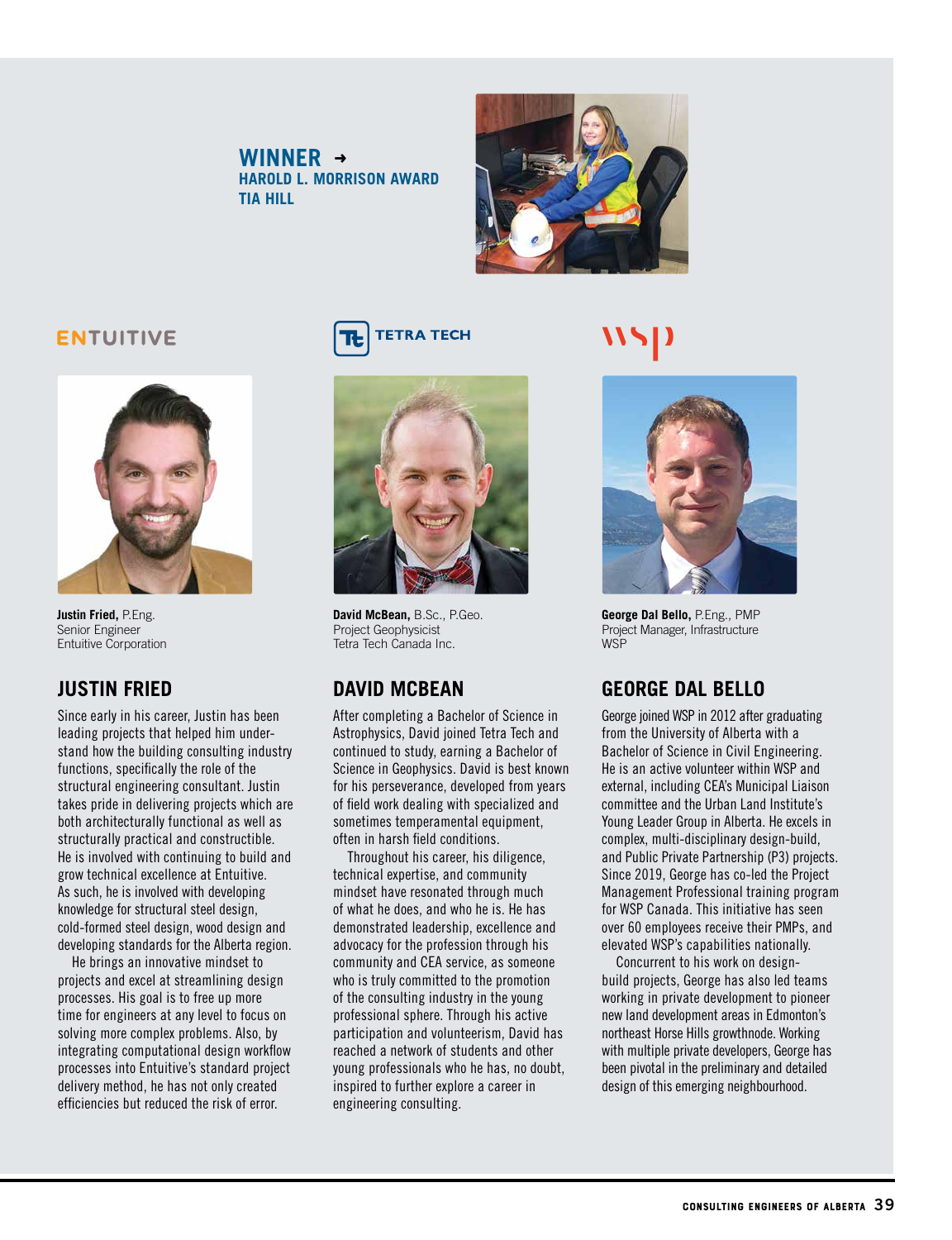## WINNER →
### HAROLD L. MORRISON AWARD
### TIA HILL

ENTUITIVE

**Justin Fried,** P.Eng.
Senior Engineer
Entuitive Corporation

## JUSTIN FRIED

Since early in his career, Justin has been leading projects that helped him understand how the building consulting industry functions, specifically the role of the structural engineering consultant. Justin takes pride in delivering projects which are both architecturally functional as well as structurally practical and constructible. He is involved with continuing to build and grow technical excellence at Entuitive. As such, he is involved with developing knowledge for structural steel design, cold-formed steel design, wood design and developing standards for the Alberta region.

He brings an innovative mindset to projects and excel at streamlining design processes. His goal is to free up more time for engineers at any level to focus on solving more complex problems. Also, by integrating computational design workflow processes into Entuitive's standard project delivery method, he has not only created efficiencies but reduced the risk of error.

TETRA TECH

**David McBean,** B.Sc., P.Geo.
Project Geophysicist
Tetra Tech Canada Inc.

## DAVID MCBEAN

After completing a Bachelor of Science in Astrophysics, David joined Tetra Tech and continued to study, earning a Bachelor of Science in Geophysics. David is best known for his perseverance, developed from years of field work dealing with specialized and sometimes temperamental equipment, often in harsh field conditions.

Throughout his career, his diligence, technical expertise, and community mindset have resonated through much of what he does, and who he is. He has demonstrated leadership, excellence and advocacy for the profession through his community and CEA service, as someone who is truly committed to the promotion of the consulting industry in the young professional sphere. Through his active participation and volunteerism, David has reached a network of students and other young professionals who he has, no doubt, inspired to further explore a career in engineering consulting.

WSP

**George Dal Bello,** P.Eng., PMP
Project Manager, Infrastructure
WSP

## GEORGE DAL BELLO

George joined WSP in 2012 after graduating from the University of Alberta with a Bachelor of Science in Civil Engineering. He is an active volunteer within WSP and external, including CEA's Municipal Liaison committee and the Urban Land Institute's Young Leader Group in Alberta. He excels in complex, multi-disciplinary design-build, and Public Private Partnership (P3) projects. Since 2019, George has co-led the Project Management Professional training program for WSP Canada. This initiative has seen over 60 employees receive their PMPs, and elevated WSP's capabilities nationally.

Concurrent to his work on design-build projects, George has also led teams working in private development to pioneer new land development areas in Edmonton's northeast Horse Hills growthnode. Working with multiple private developers, George has been pivotal in the preliminary and detailed design of this emerging neighbourhood.